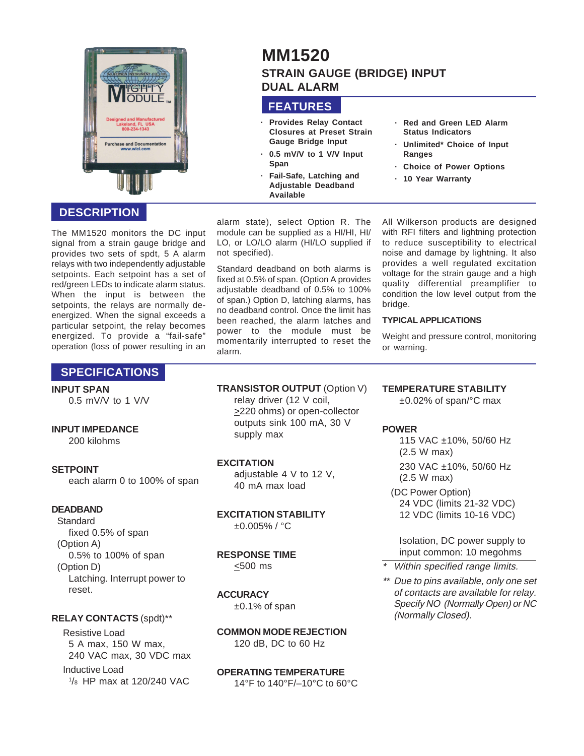# MM1520

## STRAIN GAUGE (BRIDGE) INPUT DUAL ALARM

## FEATURES

- Provides Relay Contact Closures at Preset Strain Gauge Bridge Input
- 0.5 mV/V to 1 V/V Input Span
- Fail-Safe, Latching and Adjustable Deadband Available
- Red and Green LED Alarm Status Indicators
- Unlimited* Choice of Input Ranges
- Choice of Power Options
- 10 Year Warranty

## DESCRIPTION

The MM1520 monitors the DC input signal from a strain gauge bridge and provides two sets of spdt, 5 A alarm relays with two independently adjustable setpoints. Each setpoint has a set of red/green LEDs to indicate alarm status. When the input is between the setpoints, the relays are normally de-energized. When the signal exceeds a particular setpoint, the relay becomes energized. To provide a "fail-safe" operation (loss of power resulting in an alarm state), select Option R. The module can be supplied as a HI/HI, HI/LO, or LO/LO alarm (HI/LO supplied if not specified).

Standard deadband on both alarms is fixed at 0.5% of span. (Option A provides adjustable deadband of 0.5% to 100% of span.) Option D, latching alarms, has no deadband control. Once the limit has been reached, the alarm latches and power to the module must be momentarily interrupted to reset the alarm.

All Wilkerson products are designed with RFI filters and lightning protection to reduce susceptibility to electrical noise and damage by lightning. It also provides a well regulated excitation voltage for the strain gauge and a high quality differential preamplifier to condition the low level output from the bridge.

### TYPICAL APPLICATIONS

Weight and pressure control, monitoring or warning.

## SPECIFICATIONS

**INPUT SPAN**
0.5 mV/V to 1 V/V

**INPUT IMPEDANCE**
200 kilohms

**SETPOINT**
each alarm 0 to 100% of span

**DEADBAND**
Standard
fixed 0.5% of span
(Option A)
0.5% to 100% of span
(Option D)
Latching. Interrupt power to reset.

**RELAY CONTACTS** (spdt)**
Resistive Load
5 A max, 150 W max, 240 VAC max, 30 VDC max
Inductive Load
1/8 HP max at 120/240 VAC

**TRANSISTOR OUTPUT** (Option V)
relay driver (12 V coil, ≥220 ohms) or open-collector outputs sink 100 mA, 30 V supply max

**EXCITATION**
adjustable 4 V to 12 V, 40 mA max load

**EXCITATION STABILITY**
±0.005% / °C

**RESPONSE TIME**
≤500 ms

**ACCURACY**
±0.1% of span

**COMMON MODE REJECTION**
120 dB, DC to 60 Hz

**OPERATING TEMPERATURE**
14°F to 140°F/–10°C to 60°C

**TEMPERATURE STABILITY**
±0.02% of span/°C max

**POWER**
115 VAC ±10%, 50/60 Hz (2.5 W max)
230 VAC ±10%, 50/60 Hz (2.5 W max)
(DC Power Option)
24 VDC (limits 21-32 VDC)
12 VDC (limits 10-16 VDC)

Isolation, DC power supply to input common: 10 megohms

\* *Within specified range limits.*

\** *Due to pins available, only one set of contacts are available for relay. Specify NO (Normally Open) or NC (Normally Closed).*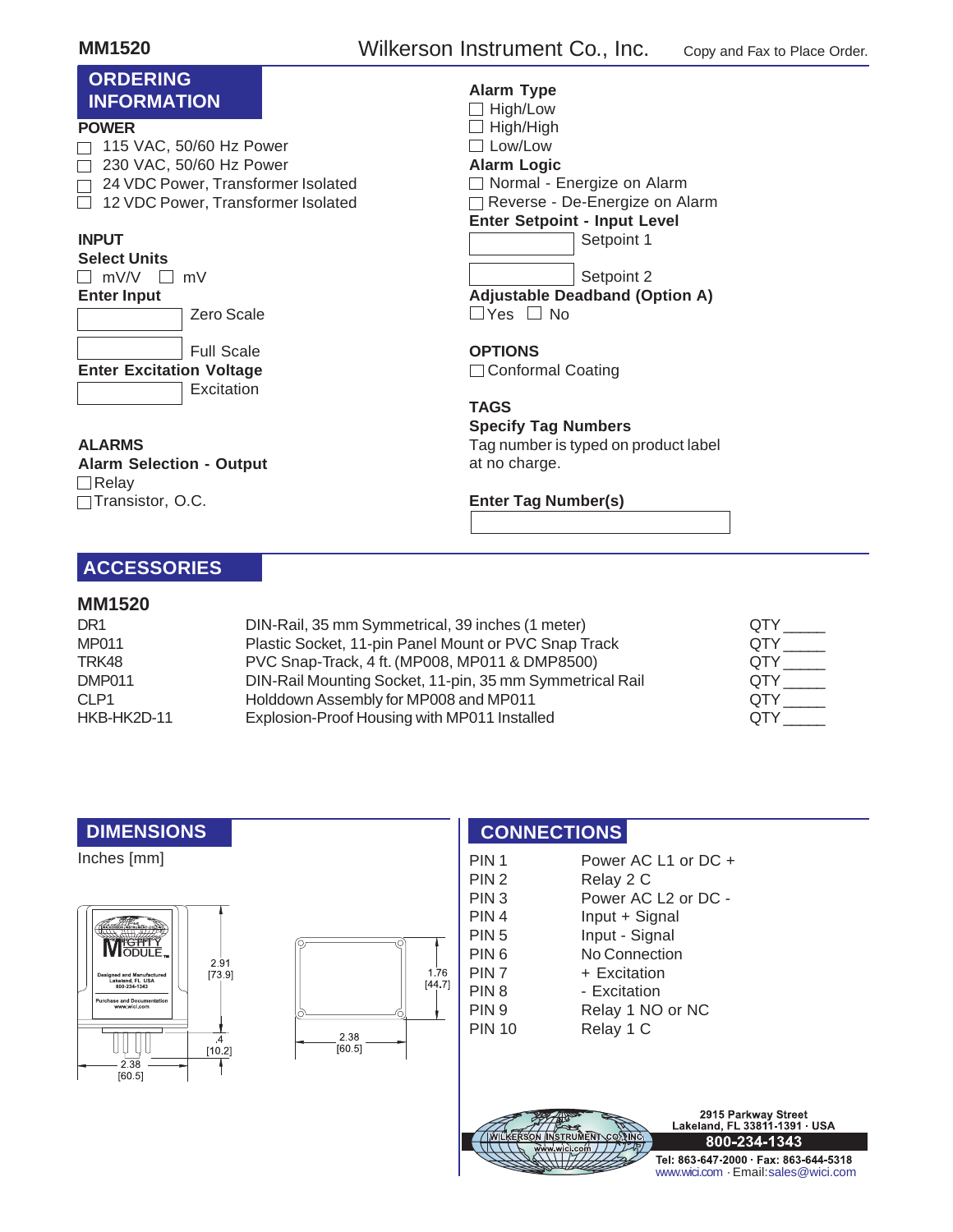MM1520 Wilkerson Instrument Co., Inc. Copy and Fax to Place Order.

## ORDERING INFORMATION

### POWER

- ☐ 115 VAC, 50/60 Hz Power
- ☐ 230 VAC, 50/60 Hz Power
- ☐ 24 VDC Power, Transformer Isolated
- ☐ 12 VDC Power, Transformer Isolated

### INPUT

**Select Units**

☐ mV/V ☐ mV

**Enter Input**

\_\_\_\_\_\_\_\_ Zero Scale

\_\_\_\_\_\_\_\_ Full Scale

**Enter Excitation Voltage**

\_\_\_\_\_\_\_\_ Excitation

### ALARMS

**Alarm Selection - Output**

- ☐ Relay
- ☐ Transistor, O.C.

**Alarm Type**

- ☐ High/Low
- ☐ High/High
- ☐ Low/Low

**Alarm Logic**

- ☐ Normal - Energize on Alarm
- ☐ Reverse - De-Energize on Alarm

**Enter Setpoint - Input Level**

\_\_\_\_\_\_\_\_ Setpoint 1

\_\_\_\_\_\_\_\_ Setpoint 2

**Adjustable Deadband (Option A)**

☐ Yes ☐ No

### OPTIONS

☐ Conformal Coating

### TAGS

**Specify Tag Numbers**

Tag number is typed on product label at no charge.

**Enter Tag Number(s)**

\_\_\_\_\_\_\_\_\_\_\_\_\_\_\_\_

## ACCESSORIES

### MM1520

| | | |
|---|---|---|
| DR1 | DIN-Rail, 35 mm Symmetrical, 39 inches (1 meter) | QTY \_\_\_\_\_ |
| MP011 | Plastic Socket, 11-pin Panel Mount or PVC Snap Track | QTY \_\_\_\_\_ |
| TRK48 | PVC Snap-Track, 4 ft. (MP008, MP011 & DMP8500) | QTY \_\_\_\_\_ |
| DMP011 | DIN-Rail Mounting Socket, 11-pin, 35 mm Symmetrical Rail | QTY \_\_\_\_\_ |
| CLP1 | Holddown Assembly for MP008 and MP011 | QTY \_\_\_\_\_ |
| HKB-HK2D-11 | Explosion-Proof Housing with MP011 Installed | QTY \_\_\_\_\_ |

## DIMENSIONS

Inches [mm]

MIGHTY MODULE™

Designed and Manufactured
Lakeland, FL USA
800-234-1343

Purchase and Documentation
www.wici.com

2.91
[73.9]

.4
[10.2]

2.38
[60.5]

1.76
[44.7]

2.38
[60.5]

## CONNECTIONS

| | |
|---|---|
| PIN 1 | Power AC L1 or DC + |
| PIN 2 | Relay 2 C |
| PIN 3 | Power AC L2 or DC - |
| PIN 4 | Input + Signal |
| PIN 5 | Input - Signal |
| PIN 6 | No Connection |
| PIN 7 | + Excitation |
| PIN 8 | - Excitation |
| PIN 9 | Relay 1 NO or NC |
| PIN 10 | Relay 1 C |

WILKERSON INSTRUMENT CO., INC.
www.wici.com

2915 Parkway Street
Lakeland, FL 33811-1391 · USA
800-234-1343
Tel: 863-647-2000 · Fax: 863-644-5318
www.wici.com · Email: sales@wici.com